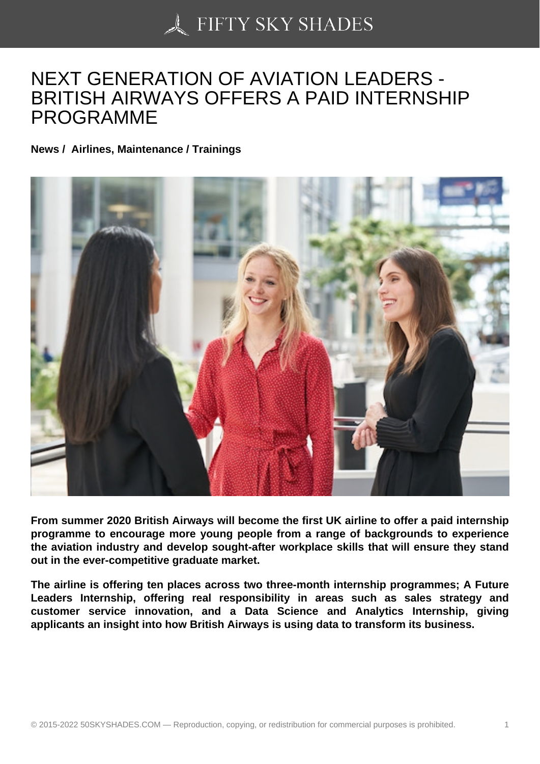# NEXT GENERATION OF AVIATION LEADERS - BRITISH AIRWAYS OFFERS A PAID INTERNSHIP PROGRAMME

**News / Airlines, Maintenance / Trainings**

**From summer 2020 British Airways will become the first UK airline to offer a paid internship programme to encourage more young people from a range of backgrounds to experience the aviation industry and develop sought-after workplace skills that will ensure they stand out in the ever-competitive graduate market.**

**The airline is offering ten places across two three-month internship programmes; A Future Leaders Internship, offering real responsibility in areas such as sales strategy and customer service innovation, and a Data Science and Analytics Internship, giving applicants an insight into how British Airways is using data to transform its business.**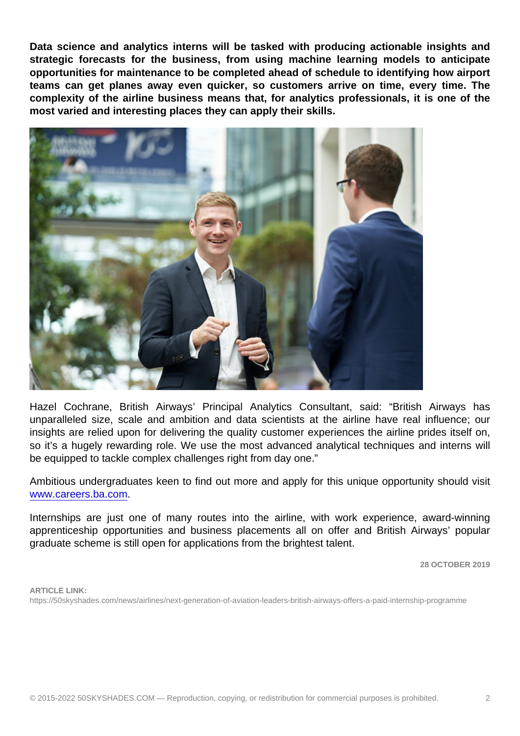**Data science and analytics interns will be tasked with producing actionable insights and strategic forecasts for the business, from using machine learning models to anticipate opportunities for maintenance to be completed ahead of schedule to identifying how airport teams can get planes away even quicker, so customers arrive on time, every time. The complexity of the airline business means that, for analytics professionals, it is one of the most varied and interesting places they can apply their skills.**

Hazel Cochrane, British Airways' Principal Analytics Consultant, said: "British Airways has unparalleled size, scale and ambition and data scientists at the airline have real influence; our insights are relied upon for delivering the quality customer experiences the airline prides itself on, so it's a hugely rewarding role. We use the most advanced analytical techniques and interns will be equipped to tackle complex challenges right from day one."

Ambitious undergraduates keen to find out more and apply for this unique opportunity should visit [www.careers.ba.com](www.careers.ba.com).

Internships are just one of many routes into the airline, with work experience, award-winning apprenticeship opportunities and business placements all on offer and British Airways' popular graduate scheme is still open for applications from the brightest talent.

**28 OCTOBER 2019**

**ARTICLE LINK:**
https://50skyshades.com/news/airlines/next-generation-of-aviation-leaders-british-airways-offers-a-paid-internship-programme